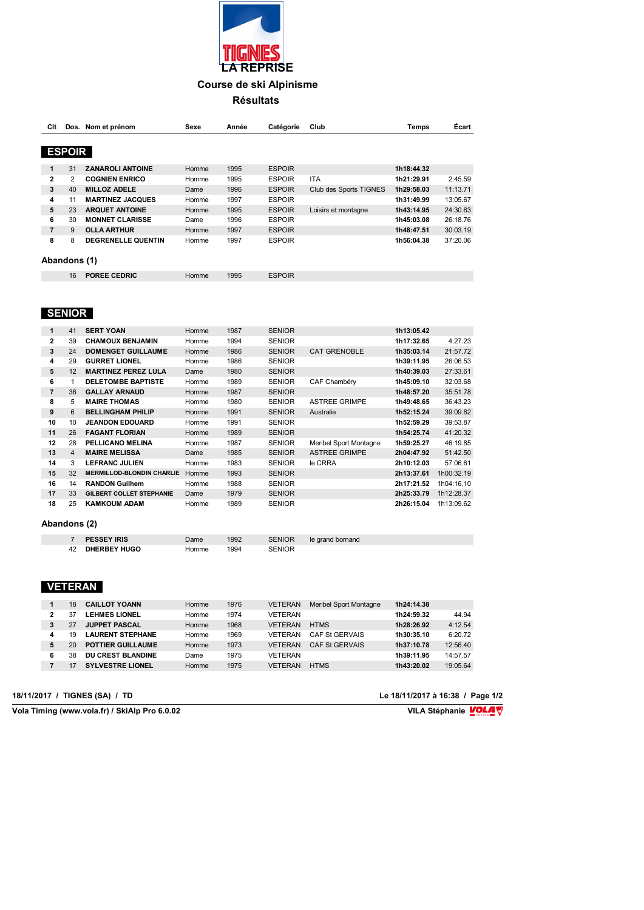# TIGNES LA REPRISE

## Course de ski Alpinisme

## Résultats

### ESPOIR

| Clt | Dos. | Nom et prénom | Sexe | Année | Catégorie | Club | Temps | Écart |
|---|---|---|---|---|---|---|---|---|
| 1 | 31 | **ZANAROLI ANTOINE** | Homme | 1995 | ESPOIR | | **1h18:44.32** | |
| 2 | 2 | **COGNIEN ENRICO** | Homme | 1995 | ESPOIR | ITA | **1h21:29.91** | 2:45.59 |
| 3 | 40 | **MILLOZ ADELE** | Dame | 1996 | ESPOIR | Club des Sports TIGNES | **1h29:58.03** | 11:13.71 |
| 4 | 11 | **MARTINEZ JACQUES** | Homme | 1997 | ESPOIR | | **1h31:49.99** | 13:05.67 |
| 5 | 23 | **ARQUET ANTOINE** | Homme | 1995 | ESPOIR | Loisirs et montagne | **1h43:14.95** | 24:30.63 |
| 6 | 30 | **MONNET CLARISSE** | Dame | 1996 | ESPOIR | | **1h45:03.08** | 26:18.76 |
| 7 | 9 | **OLLA ARTHUR** | Homme | 1997 | ESPOIR | | **1h48:47.51** | 30:03.19 |
| 8 | 8 | **DEGRENELLE QUENTIN** | Homme | 1997 | ESPOIR | | **1h56:04.38** | 37:20.06 |

#### Abandons (1)

| Clt | Dos. | Nom et prénom | Sexe | Année | Catégorie | Club | Temps | Écart |
|---|---|---|---|---|---|---|---|---|
| | 16 | **POREE CEDRIC** | Homme | 1995 | ESPOIR | | | |

### SENIOR

| Clt | Dos. | Nom et prénom | Sexe | Année | Catégorie | Club | Temps | Écart |
|---|---|---|---|---|---|---|---|---|
| 1 | 41 | **SERT YOAN** | Homme | 1987 | SENIOR | | **1h13:05.42** | |
| 2 | 39 | **CHAMOUX BENJAMIN** | Homme | 1994 | SENIOR | | **1h17:32.65** | 4:27.23 |
| 3 | 24 | **DOMENGET GUILLAUME** | Homme | 1986 | SENIOR | CAT GRENOBLE | **1h35:03.14** | 21:57.72 |
| 4 | 29 | **GURRET LIONEL** | Homme | 1986 | SENIOR | | **1h39:11.95** | 26:06.53 |
| 5 | 12 | **MARTINEZ PEREZ LULA** | Dame | 1980 | SENIOR | | **1h40:39.03** | 27:33.61 |
| 6 | 1 | **DELETOMBE BAPTISTE** | Homme | 1989 | SENIOR | CAF Chambéry | **1h45:09.10** | 32:03.68 |
| 7 | 36 | **GALLAY ARNAUD** | Homme | 1987 | SENIOR | | **1h48:57.20** | 35:51.78 |
| 8 | 5 | **MAIRE THOMAS** | Homme | 1980 | SENIOR | ASTREE GRIMPE | **1h49:48.65** | 36:43.23 |
| 9 | 6 | **BELLINGHAM PHILIP** | Homme | 1991 | SENIOR | Australie | **1h52:15.24** | 39:09.82 |
| 10 | 10 | **JEANDON EDOUARD** | Homme | 1991 | SENIOR | | **1h52:59.29** | 39:53.87 |
| 11 | 26 | **FAGANT FLORIAN** | Homme | 1989 | SENIOR | | **1h54:25.74** | 41:20.32 |
| 12 | 28 | **PELLICANO MELINA** | Homme | 1987 | SENIOR | Meribel Sport Montagne | **1h59:25.27** | 46:19.85 |
| 13 | 4 | **MAIRE MELISSA** | Dame | 1985 | SENIOR | ASTREE GRIMPE | **2h04:47.92** | 51:42.50 |
| 14 | 3 | **LEFRANC JULIEN** | Homme | 1983 | SENIOR | le CRRA | **2h10:12.03** | 57:06.61 |
| 15 | 32 | **MERMILLOD-BLONDIN CHARLIE** | Homme | 1993 | SENIOR | | **2h13:37.61** | 1h00:32.19 |
| 16 | 14 | **RANDON Guilhem** | Homme | 1988 | SENIOR | | **2h17:21.52** | 1h04:16.10 |
| 17 | 33 | **GILBERT COLLET STEPHANIE** | Dame | 1979 | SENIOR | | **2h25:33.79** | 1h12:28.37 |
| 18 | 25 | **KAMKOUM ADAM** | Homme | 1989 | SENIOR | | **2h26:15.04** | 1h13:09.62 |

#### Abandons (2)

| Clt | Dos. | Nom et prénom | Sexe | Année | Catégorie | Club | Temps | Écart |
|---|---|---|---|---|---|---|---|---|
| | 7 | **PESSEY IRIS** | Dame | 1992 | SENIOR | le grand bornand | | |
| | 42 | **DHERBEY HUGO** | Homme | 1994 | SENIOR | | | |

### VETERAN

| Clt | Dos. | Nom et prénom | Sexe | Année | Catégorie | Club | Temps | Écart |
|---|---|---|---|---|---|---|---|---|
| 1 | 18 | **CAILLOT YOANN** | Homme | 1976 | VETERAN | Meribel Sport Montagne | **1h24:14.38** | |
| 2 | 37 | **LEHMES LIONEL** | Homme | 1974 | VETERAN | | **1h24:59.32** | 44.94 |
| 3 | 27 | **JUPPET PASCAL** | Homme | 1968 | VETERAN | HTMS | **1h28:26.92** | 4:12.54 |
| 4 | 19 | **LAURENT STEPHANE** | Homme | 1969 | VETERAN | CAF St GERVAIS | **1h30:35.10** | 6:20.72 |
| 5 | 20 | **POTTIER GUILLAUME** | Homme | 1973 | VETERAN | CAF St GERVAIS | **1h37:10.78** | 12:56.40 |
| 6 | 38 | **DU CREST BLANDINE** | Dame | 1975 | VETERAN | | **1h39:11.95** | 14:57.57 |
| 7 | 17 | **SYLVESTRE LIONEL** | Homme | 1975 | VETERAN | HTMS | **1h43:20.02** | 19:05.64 |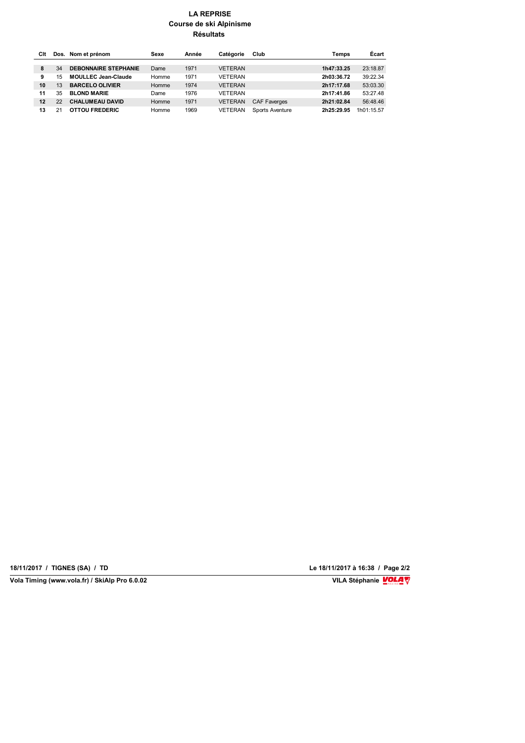# LA REPRISE
## Course de ski Alpinisme
### Résultats

| Clt | Dos. | Nom et prénom | Sexe | Année | Catégorie | Club | Temps | Écart |
|---|---|---|---|---|---|---|---|---|
| **8** | 34 | **DEBONNAIRE STEPHANIE** | Dame | 1971 | VETERAN | | **1h47:33.25** | 23:18.87 |
| **9** | 15 | **MOULLEC Jean-Claude** | Homme | 1971 | VETERAN | | **2h03:36.72** | 39:22.34 |
| **10** | 13 | **BARCELO OLIVIER** | Homme | 1974 | VETERAN | | **2h17:17.68** | 53:03.30 |
| **11** | 35 | **BLOND MARIE** | Dame | 1976 | VETERAN | | **2h17:41.86** | 53:27.48 |
| **12** | 22 | **CHALUMEAU DAVID** | Homme | 1971 | VETERAN | CAF Faverges | **2h21:02.84** | 56:48.46 |
| **13** | 21 | **OTTOU FREDERIC** | Homme | 1969 | VETERAN | Sports Aventure | **2h25:29.95** | 1h01:15.57 |

**18/11/2017 / TIGNES (SA) / TD**

**Le 18/11/2017 à 16:38**

**Vola Timing (www.vola.fr) / SkiAlp Pro 6.0.02**

**VILA Stéphanie**